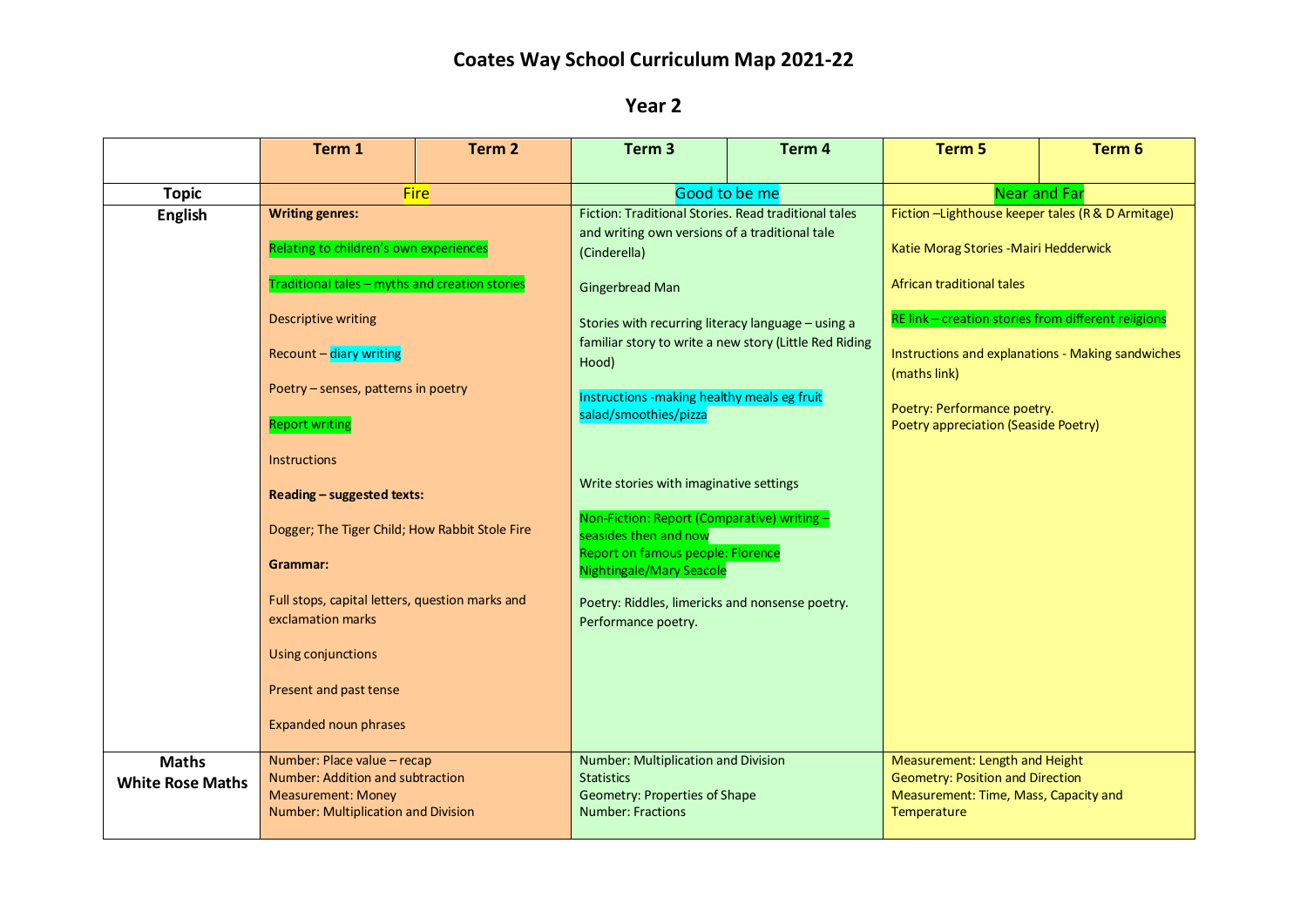# Coates Way School Curriculum Map 2021-22

## Year 2

| | Term 1 | Term 2 | Term 3 | Term 4 | Term 5 | Term 6 |
|---|---|---|---|---|---|---|
| **Topic** | Fire | | Good to be me | | Near and Far | |
| **English** | **Writing genres:**<br><br>Relating to children's own experiences<br><br>Traditional tales – myths and creation stories<br><br>Descriptive writing<br><br>Recount – diary writing<br><br>Poetry – senses, patterns in poetry<br><br>Report writing<br><br>Instructions<br><br>**Reading – suggested texts:**<br><br>Dogger; The Tiger Child; How Rabbit Stole Fire<br><br>**Grammar:**<br><br>Full stops, capital letters, question marks and exclamation marks<br><br>Using conjunctions<br><br>Present and past tense<br><br>Expanded noun phrases | | Fiction: Traditional Stories. Read traditional tales and writing own versions of a traditional tale (Cinderella)<br><br>Gingerbread Man<br><br>Stories with recurring literacy language – using a familiar story to write a new story (Little Red Riding Hood)<br><br>Instructions -making healthy meals eg fruit salad/smoothies/pizza<br><br>Write stories with imaginative settings<br><br>Non-Fiction: Report (Comparative) writing – seasides then and now<br>Report on famous people: Florence Nightingale/Mary Seacole<br><br>Poetry: Riddles, limericks and nonsense poetry. Performance poetry. | | Fiction –Lighthouse keeper tales (R & D Armitage)<br><br>Katie Morag Stories -Mairi Hedderwick<br><br>African traditional tales<br><br>RE link – creation stories from different religions<br><br>Instructions and explanations - Making sandwiches (maths link)<br><br>Poetry: Performance poetry.<br>Poetry appreciation (Seaside Poetry) | |
| **Maths**<br>**White Rose Maths** | Number: Place value – recap<br>Number: Addition and subtraction<br>Measurement: Money<br>Number: Multiplication and Division | | Number: Multiplication and Division<br>Statistics<br>Geometry: Properties of Shape<br>Number: Fractions | | Measurement: Length and Height<br>Geometry: Position and Direction<br>Measurement: Time, Mass, Capacity and Temperature | |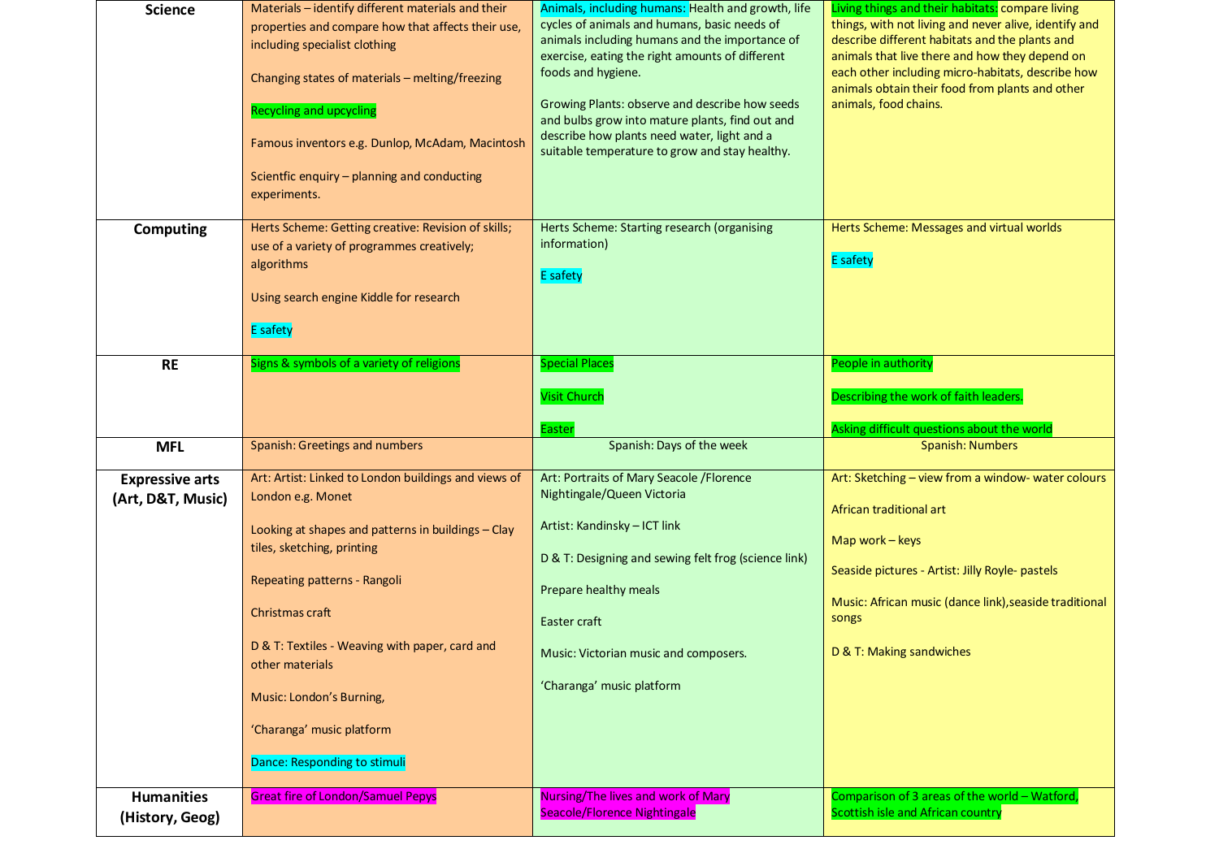| | | | |
|---|---|---|---|
| **Science** | Materials – identify different materials and their properties and compare how that affects their use, including specialist clothing<br><br>Changing states of materials – melting/freezing<br><br>Recycling and upcycling<br><br>Famous inventors e.g. Dunlop, McAdam, Macintosh<br><br>Scientfic enquiry – planning and conducting experiments. | Animals, including humans: Health and growth, life cycles of animals and humans, basic needs of animals including humans and the importance of exercise, eating the right amounts of different foods and hygiene.<br><br>Growing Plants: observe and describe how seeds and bulbs grow into mature plants, find out and describe how plants need water, light and a suitable temperature to grow and stay healthy. | Living things and their habitats: compare living things, with not living and never alive, identify and describe different habitats and the plants and animals that live there and how they depend on each other including micro-habitats, describe how animals obtain their food from plants and other animals, food chains. |
| **Computing** | Herts Scheme: Getting creative: Revision of skills; use of a variety of programmes creatively; algorithms<br><br>Using search engine Kiddle for research<br><br>E safety | Herts Scheme: Starting research (organising information)<br><br>E safety | Herts Scheme: Messages and virtual worlds<br><br>E safety |
| **RE** | Signs & symbols of a variety of religions | Special Places<br><br>Visit Church<br><br>Easter | People in authority<br><br>Describing the work of faith leaders.<br><br>Asking difficult questions about the world |
| **MFL** | Spanish: Greetings and numbers | Spanish: Days of the week | Spanish: Numbers |
| **Expressive arts (Art, D&T, Music)** | Art: Artist: Linked to London buildings and views of London e.g. Monet<br><br>Looking at shapes and patterns in buildings – Clay tiles, sketching, printing<br><br>Repeating patterns - Rangoli<br><br>Christmas craft<br><br>D & T: Textiles - Weaving with paper, card and other materials<br><br>Music: London's Burning,<br><br>'Charanga' music platform<br><br>Dance: Responding to stimuli | Art: Portraits of Mary Seacole /Florence Nightingale/Queen Victoria<br><br>Artist: Kandinsky – ICT link<br><br>D & T: Designing and sewing felt frog (science link)<br><br>Prepare healthy meals<br><br>Easter craft<br><br>Music: Victorian music and composers.<br><br>'Charanga' music platform | Art: Sketching – view from a window- water colours<br><br>African traditional art<br><br>Map work – keys<br><br>Seaside pictures - Artist: Jilly Royle- pastels<br><br>Music: African music (dance link),seaside traditional songs<br><br>D & T: Making sandwiches |
| **Humanities (History, Geog)** | Great fire of London/Samuel Pepys | Nursing/The lives and work of Mary Seacole/Florence Nightingale | Comparison of 3 areas of the world – Watford, Scottish isle and African country |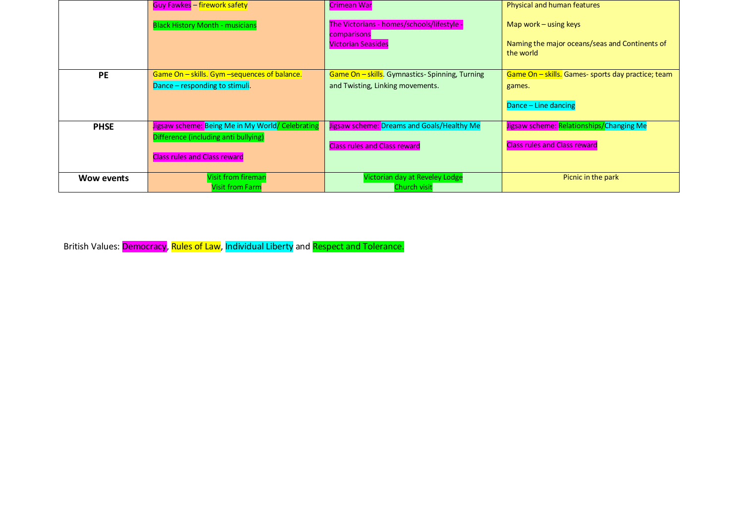| | | | |
|---|---|---|---|
| | Guy Fawkes – firework safety<br><br>Black History Month - musicians | Crimean War<br><br>The Victorians - homes/schools/lifestyle - comparisons<br>Victorian Seasides | Physical and human features<br><br>Map work – using keys<br><br>Naming the major oceans/seas and Continents of the world |
| **PE** | Game On – skills. Gym –sequences of balance.<br>Dance – responding to stimuli. | Game On – skills. Gymnastics- Spinning, Turning and Twisting, Linking movements. | Game On – skills. Games- sports day practice; team games.<br><br>Dance – Line dancing |
| **PHSE** | Jigsaw scheme: Being Me in My World/ Celebrating Difference (including anti bullying)<br><br>Class rules and Class reward | Jigsaw scheme: Dreams and Goals/Healthy Me<br><br>Class rules and Class reward | Jigsaw scheme: Relationships/Changing Me<br><br>Class rules and Class reward |
| **Wow events** | Visit from fireman<br>Visit from Farm | Victorian day at Reveley Lodge<br>Church visit | Picnic in the park |

British Values: Democracy, Rules of Law, Individual Liberty and Respect and Tolerance.